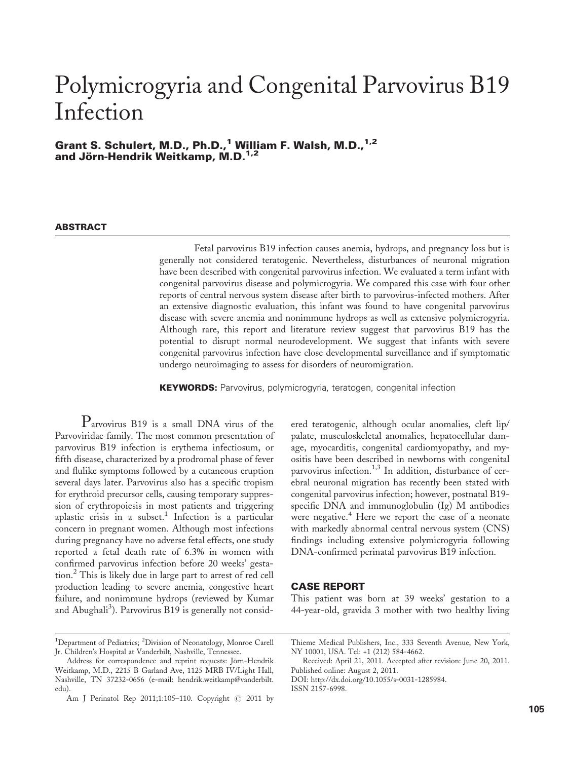# Polymicrogyria and Congenital Parvovirus B19 Infection

**Grant S. Schulert, M.D., Ph.D.,[1] William F. Walsh, M.D.,[1,2] and Jörn-Hendrik Weitkamp, M.D.[1,2]**

## ABSTRACT

Fetal parvovirus B19 infection causes anemia, hydrops, and pregnancy loss but is generally not considered teratogenic. Nevertheless, disturbances of neuronal migration have been described with congenital parvovirus infection. We evaluated a term infant with congenital parvovirus disease and polymicrogyria. We compared this case with four other reports of central nervous system disease after birth to parvovirus-infected mothers. After an extensive diagnostic evaluation, this infant was found to have congenital parvovirus disease with severe anemia and nonimmune hydrops as well as extensive polymicrogyria. Although rare, this report and literature review suggest that parvovirus B19 has the potential to disrupt normal neurodevelopment. We suggest that infants with severe congenital parvovirus infection have close developmental surveillance and if symptomatic undergo neuroimaging to assess for disorders of neuromigration.

**KEYWORDS:** Parvovirus, polymicrogyria, teratogen, congenital infection

Parvovirus B19 is a small DNA virus of the Parvoviridae family. The most common presentation of parvovirus B19 infection is erythema infectiosum, or fifth disease, characterized by a prodromal phase of fever and flulike symptoms followed by a cutaneous eruption several days later. Parvovirus also has a specific tropism for erythroid precursor cells, causing temporary suppression of erythropoiesis in most patients and triggering aplastic crisis in a subset.[1] Infection is a particular concern in pregnant women. Although most infections during pregnancy have no adverse fetal effects, one study reported a fetal death rate of 6.3% in women with confirmed parvovirus infection before 20 weeks' gestation.[2] This is likely due in large part to arrest of red cell production leading to severe anemia, congestive heart failure, and nonimmune hydrops (reviewed by Kumar and Abughali[3]). Parvovirus B19 is generally not considered teratogenic, although ocular anomalies, cleft lip/palate, musculoskeletal anomalies, hepatocellular damage, myocarditis, congenital cardiomyopathy, and myositis have been described in newborns with congenital parvovirus infection.[1,3] In addition, disturbance of cerebral neuronal migration has recently been stated with congenital parvovirus infection; however, postnatal B19-specific DNA and immunoglobulin (Ig) M antibodies were negative.[4] Here we report the case of a neonate with markedly abnormal central nervous system (CNS) findings including extensive polymicrogyria following DNA-confirmed perinatal parvovirus B19 infection.

## CASE REPORT

This patient was born at 39 weeks' gestation to a 44-year-old, gravida 3 mother with two healthy living

---

[1]Department of Pediatrics; [2]Division of Neonatology, Monroe Carell Jr. Children's Hospital at Vanderbilt, Nashville, Tennessee.

Address for correspondence and reprint requests: Jörn-Hendrik Weitkamp, M.D., 2215 B Garland Ave, 1125 MRB IV/Light Hall, Nashville, TN 37232-0656 (e-mail: hendrik.weitkamp@vanderbilt.edu).

Am J Perinatol Rep 2011;1:105–110. Copyright © 2011 by Thieme Medical Publishers, Inc., 333 Seventh Avenue, New York, NY 10001, USA. Tel: +1 (212) 584-4662.

Received: April 21, 2011. Accepted after revision: June 20, 2011. Published online: August 2, 2011.

DOI: http://dx.doi.org/10.1055/s-0031-1285984.

ISSN 2157-6998.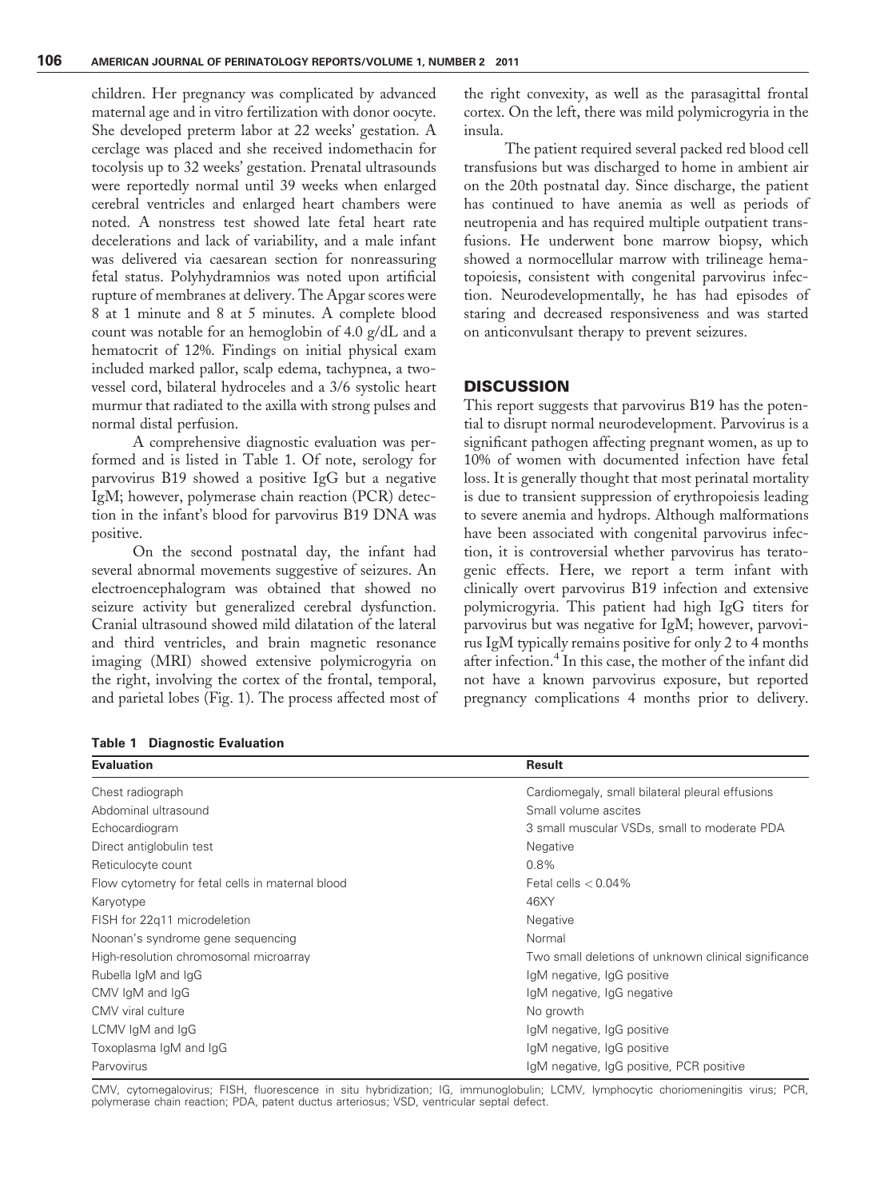children. Her pregnancy was complicated by advanced maternal age and in vitro fertilization with donor oocyte. She developed preterm labor at 22 weeks' gestation. A cerclage was placed and she received indomethacin for tocolysis up to 32 weeks' gestation. Prenatal ultrasounds were reportedly normal until 39 weeks when enlarged cerebral ventricles and enlarged heart chambers were noted. A nonstress test showed late fetal heart rate decelerations and lack of variability, and a male infant was delivered via caesarean section for nonreassuring fetal status. Polyhydramnios was noted upon artificial rupture of membranes at delivery. The Apgar scores were 8 at 1 minute and 8 at 5 minutes. A complete blood count was notable for an hemoglobin of 4.0 g/dL and a hematocrit of 12%. Findings on initial physical exam included marked pallor, scalp edema, tachypnea, a two-vessel cord, bilateral hydroceles and a 3/6 systolic heart murmur that radiated to the axilla with strong pulses and normal distal perfusion.

A comprehensive diagnostic evaluation was performed and is listed in Table 1. Of note, serology for parvovirus B19 showed a positive IgG but a negative IgM; however, polymerase chain reaction (PCR) detection in the infant's blood for parvovirus B19 DNA was positive.

On the second postnatal day, the infant had several abnormal movements suggestive of seizures. An electroencephalogram was obtained that showed no seizure activity but generalized cerebral dysfunction. Cranial ultrasound showed mild dilatation of the lateral and third ventricles, and brain magnetic resonance imaging (MRI) showed extensive polymicrogyria on the right, involving the cortex of the frontal, temporal, and parietal lobes (Fig. 1). The process affected most of the right convexity, as well as the parasagittal frontal cortex. On the left, there was mild polymicrogyria in the insula.

The patient required several packed red blood cell transfusions but was discharged to home in ambient air on the 20th postnatal day. Since discharge, the patient has continued to have anemia as well as periods of neutropenia and has required multiple outpatient transfusions. He underwent bone marrow biopsy, which showed a normocellular marrow with trilineage hematopoiesis, consistent with congenital parvovirus infection. Neurodevelopmentally, he has had episodes of staring and decreased responsiveness and was started on anticonvulsant therapy to prevent seizures.

## DISCUSSION

This report suggests that parvovirus B19 has the potential to disrupt normal neurodevelopment. Parvovirus is a significant pathogen affecting pregnant women, as up to 10% of women with documented infection have fetal loss. It is generally thought that most perinatal mortality is due to transient suppression of erythropoiesis leading to severe anemia and hydrops. Although malformations have been associated with congenital parvovirus infection, it is controversial whether parvovirus has teratogenic effects. Here, we report a term infant with clinically overt parvovirus B19 infection and extensive polymicrogyria. This patient had high IgG titers for parvovirus but was negative for IgM; however, parvovirus IgM typically remains positive for only 2 to 4 months after infection.[4] In this case, the mother of the infant did not have a known parvovirus exposure, but reported pregnancy complications 4 months prior to delivery.

**Table 1 Diagnostic Evaluation**

| Evaluation | Result |
|---|---|
| Chest radiograph | Cardiomegaly, small bilateral pleural effusions |
| Abdominal ultrasound | Small volume ascites |
| Echocardiogram | 3 small muscular VSDs, small to moderate PDA |
| Direct antiglobulin test | Negative |
| Reticulocyte count | 0.8% |
| Flow cytometry for fetal cells in maternal blood | Fetal cells < 0.04% |
| Karyotype | 46XY |
| FISH for 22q11 microdeletion | Negative |
| Noonan's syndrome gene sequencing | Normal |
| High-resolution chromosomal microarray | Two small deletions of unknown clinical significance |
| Rubella IgM and IgG | IgM negative, IgG positive |
| CMV IgM and IgG | IgM negative, IgG negative |
| CMV viral culture | No growth |
| LCMV IgM and IgG | IgM negative, IgG positive |
| Toxoplasma IgM and IgG | IgM negative, IgG positive |
| Parvovirus | IgM negative, IgG positive, PCR positive |

CMV, cytomegalovirus; FISH, fluorescence in situ hybridization; IG, immunoglobulin; LCMV, lymphocytic choriomeningitis virus; PCR, polymerase chain reaction; PDA, patent ductus arteriosus; VSD, ventricular septal defect.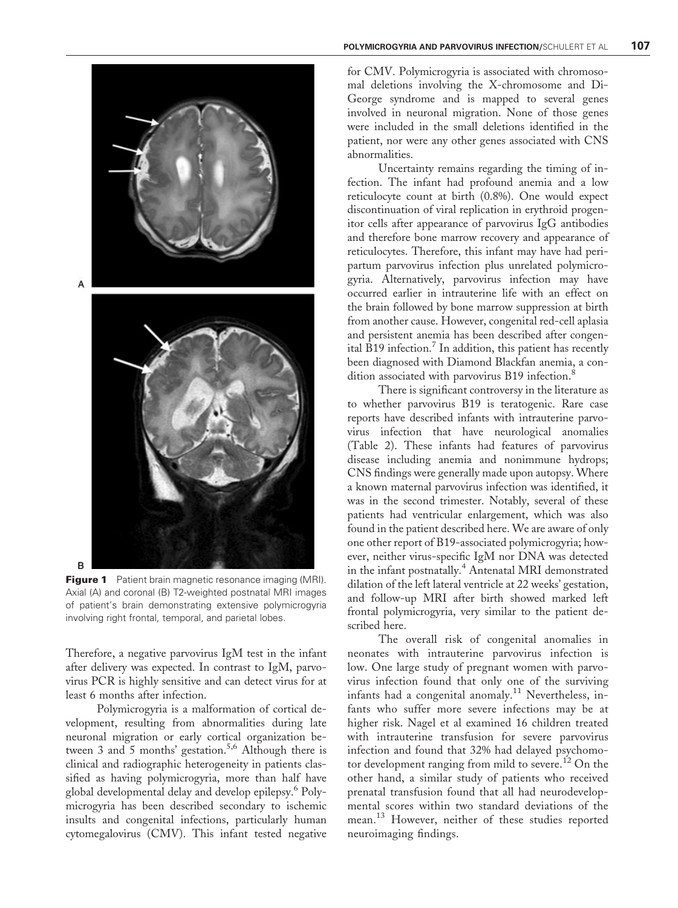**Figure 1** Patient brain magnetic resonance imaging (MRI). Axial (A) and coronal (B) T2-weighted postnatal MRI images of patient's brain demonstrating extensive polymicrogyria involving right frontal, temporal, and parietal lobes.

Therefore, a negative parvovirus IgM test in the infant after delivery was expected. In contrast to IgM, parvovirus PCR is highly sensitive and can detect virus for at least 6 months after infection.

Polymicrogyria is a malformation of cortical development, resulting from abnormalities during late neuronal migration or early cortical organization between 3 and 5 months' gestation.[5,6] Although there is clinical and radiographic heterogeneity in patients classified as having polymicrogyria, more than half have global developmental delay and develop epilepsy.[6] Polymicrogyria has been described secondary to ischemic insults and congenital infections, particularly human cytomegalovirus (CMV). This infant tested negative for CMV. Polymicrogyria is associated with chromosomal deletions involving the X-chromosome and DiGeorge syndrome and is mapped to several genes involved in neuronal migration. None of those genes were included in the small deletions identified in the patient, nor were any other genes associated with CNS abnormalities.

Uncertainty remains regarding the timing of infection. The infant had profound anemia and a low reticulocyte count at birth (0.8%). One would expect discontinuation of viral replication in erythroid progenitor cells after appearance of parvovirus IgG antibodies and therefore bone marrow recovery and appearance of reticulocytes. Therefore, this infant may have had peripartum parvovirus infection plus unrelated polymicrogyria. Alternatively, parvovirus infection may have occurred earlier in intrauterine life with an effect on the brain followed by bone marrow suppression at birth from another cause. However, congenital red-cell aplasia and persistent anemia has been described after congenital B19 infection.[7] In addition, this patient has recently been diagnosed with Diamond Blackfan anemia, a condition associated with parvovirus B19 infection.[8]

There is significant controversy in the literature as to whether parvovirus B19 is teratogenic. Rare case reports have described infants with intrauterine parvovirus infection that have neurological anomalies (Table 2). These infants had features of parvovirus disease including anemia and nonimmune hydrops; CNS findings were generally made upon autopsy. Where a known maternal parvovirus infection was identified, it was in the second trimester. Notably, several of these patients had ventricular enlargement, which was also found in the patient described here. We are aware of only one other report of B19-associated polymicrogyria; however, neither virus-specific IgM nor DNA was detected in the infant postnatally.[4] Antenatal MRI demonstrated dilation of the left lateral ventricle at 22 weeks' gestation, and follow-up MRI after birth showed marked left frontal polymicrogyria, very similar to the patient described here.

The overall risk of congenital anomalies in neonates with intrauterine parvovirus infection is low. One large study of pregnant women with parvovirus infection found that only one of the surviving infants had a congenital anomaly.[11] Nevertheless, infants who suffer more severe infections may be at higher risk. Nagel et al examined 16 children treated with intrauterine transfusion for severe parvovirus infection and found that 32% had delayed psychomotor development ranging from mild to severe.[12] On the other hand, a similar study of patients who received prenatal transfusion found that all had neurodevelopmental scores within two standard deviations of the mean.[13] However, neither of these studies reported neuroimaging findings.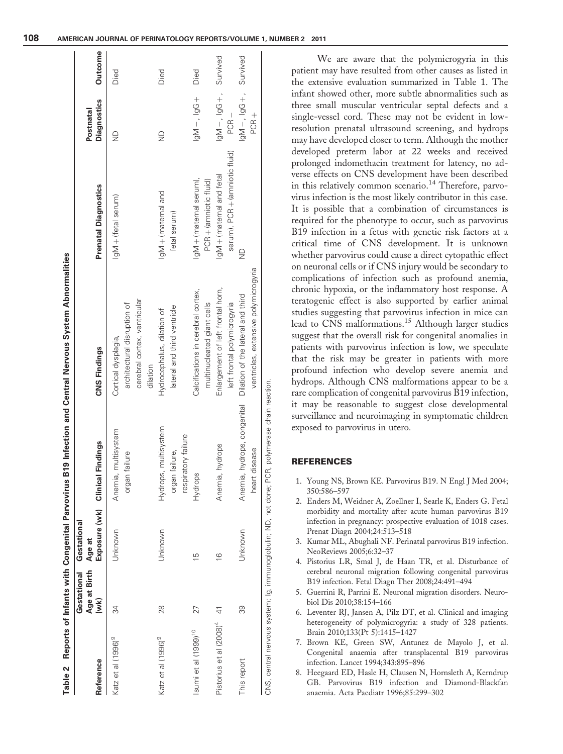**Table 2 Reports of Infants with Congenital Parvovirus B19 Infection and Central Nervous System Abnormalities**

| Reference | Gestational Age at Birth (wk) | Gestational Age at Exposure (wk) | Clinical Findings | CNS Findings | Prenatal Diagnostics | Postnatal Diagnostics | Outcome |
|---|---|---|---|---|---|---|---|
| Katz et al (1996)[9] | 34 | Unknown | Anemia, multisystem organ failure | Cortical dysplagia, architectural disruption of cerebral cortex, ventricular dilation | IgM + (fetal serum) | ND | Died |
| Katz et al (1996)[9] | 28 | Unknown | Hydrops, multisystem organ failure, respiratory failure | Hydrocephalus, dilation of lateral and third ventricle | IgM + (maternal and fetal serum) | ND | Died |
| Isumi et al (1999)[10] | 27 | 15 | Hydrops | Calcifications in cerebral cortex, multinucleated giant cells | IgM + (maternal serum), PCR + (amniotic fluid) | IgM −, IgG + | Died |
| Pistorius et al (2008)[4] | 41 | 16 | Anemia, hydrops | Enlargement of left frontal horn, left frontal polymicrogyria | IgM + (maternal and fetal serum), PCR + (amniotic fluid) | IgM −, IgG +, PCR − | Survived |
| This report | 39 | Unknown | Anemia, hydrops, congenital heart disease | Dilation of the lateral and third ventricles, extensive polymicrogyria | ND | IgM −, IgG +, PCR + | Survived |

CNS, central nervous system; Ig, immunoglobulin; ND, not done; PCR, polymerase chain reaction.

We are aware that the polymicrogyria in this patient may have resulted from other causes as listed in the extensive evaluation summarized in Table 1. The infant showed other, more subtle abnormalities such as three small muscular ventricular septal defects and a single-vessel cord. These may not be evident in low-resolution prenatal ultrasound screening, and hydrops may have developed closer to term. Although the mother developed preterm labor at 22 weeks and received prolonged indomethacin treatment for latency, no adverse effects on CNS development have been described in this relatively common scenario.[14] Therefore, parvovirus infection is the most likely contributor in this case. It is possible that a combination of circumstances is required for the phenotype to occur, such as parvovirus B19 infection in a fetus with genetic risk factors at a critical time of CNS development. It is unknown whether parvovirus could cause a direct cytopathic effect on neuronal cells or if CNS injury would be secondary to complications of infection such as profound anemia, chronic hypoxia, or the inflammatory host response. A teratogenic effect is also supported by earlier animal studies suggesting that parvovirus infection in mice can lead to CNS malformations.[15] Although larger studies suggest that the overall risk for congenital anomalies in patients with parvovirus infection is low, we speculate that the risk may be greater in patients with more profound infection who develop severe anemia and hydrops. Although CNS malformations appear to be a rare complication of congenital parvovirus B19 infection, it may be reasonable to suggest close developmental surveillance and neuroimaging in symptomatic children exposed to parvovirus in utero.

## REFERENCES

1. Young NS, Brown KE. Parvovirus B19. N Engl J Med 2004; 350:586–597
2. Enders M, Weidner A, Zoellner I, Searle K, Enders G. Fetal morbidity and mortality after acute human parvovirus B19 infection in pregnancy: prospective evaluation of 1018 cases. Prenat Diagn 2004;24:513–518
3. Kumar ML, Abughali NF. Perinatal parvovirus B19 infection. NeoReviews 2005;6:32–37
4. Pistorius LR, Smal J, de Haan TR, et al. Disturbance of cerebral neuronal migration following congenital parvovirus B19 infection. Fetal Diagn Ther 2008;24:491–494
5. Guerrini R, Parrini E. Neuronal migration disorders. Neurobiol Dis 2010;38:154–166
6. Leventer RJ, Jansen A, Pilz DT, et al. Clinical and imaging heterogeneity of polymicrogyria: a study of 328 patients. Brain 2010;133(Pt 5):1415–1427
7. Brown KE, Green SW, Antunez de Mayolo J, et al. Congenital anaemia after transplacental B19 parvovirus infection. Lancet 1994;343:895–896
8. Heegaard ED, Hasle H, Clausen N, Hornsleth A, Kerndrup GB. Parvovirus B19 infection and Diamond-Blackfan anaemia. Acta Paediatr 1996;85:299–302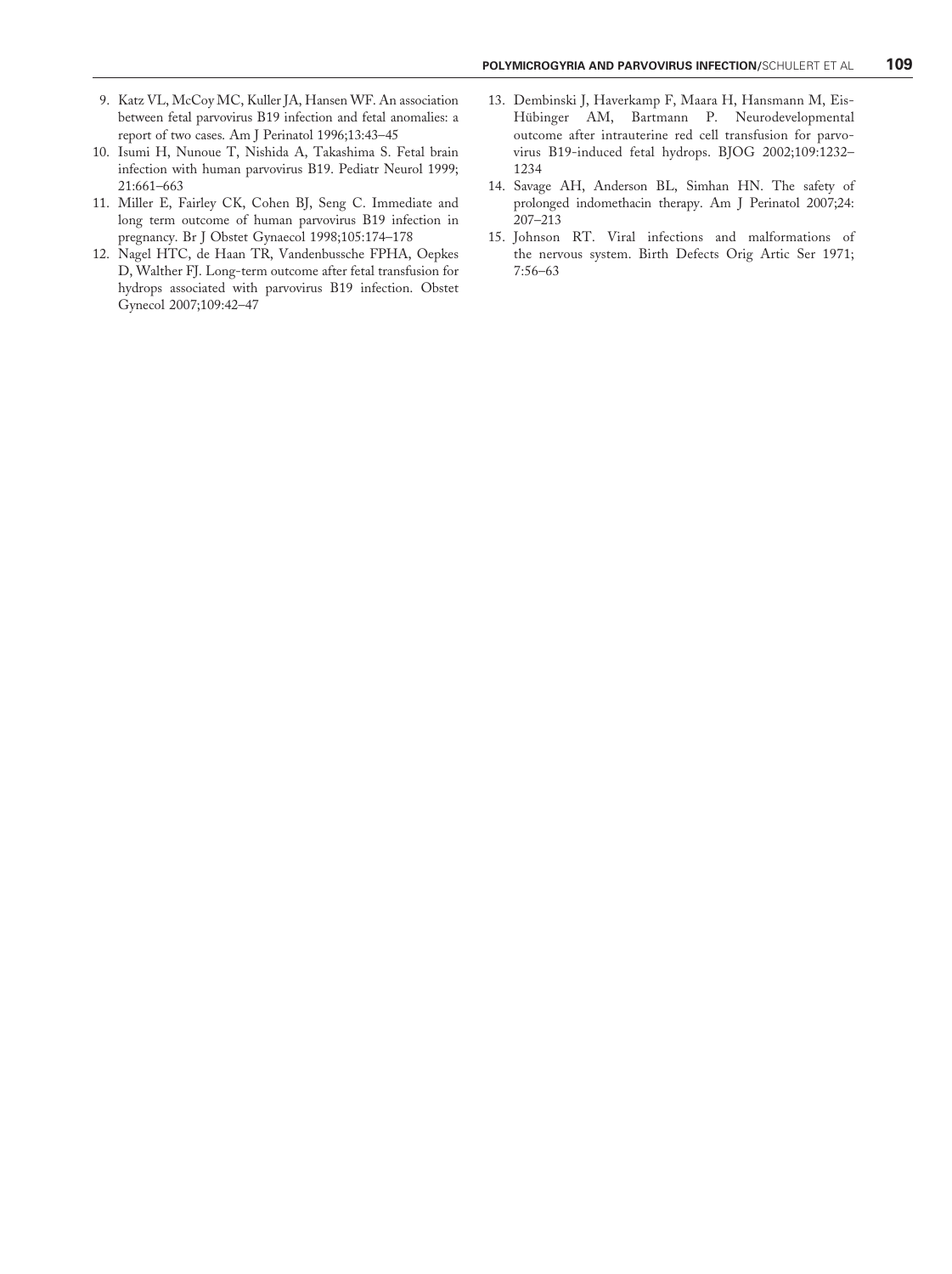9. Katz VL, McCoy MC, Kuller JA, Hansen WF. An association between fetal parvovirus B19 infection and fetal anomalies: a report of two cases. Am J Perinatol 1996;13:43–45
10. Isumi H, Nunoue T, Nishida A, Takashima S. Fetal brain infection with human parvovirus B19. Pediatr Neurol 1999; 21:661–663
11. Miller E, Fairley CK, Cohen BJ, Seng C. Immediate and long term outcome of human parvovirus B19 infection in pregnancy. Br J Obstet Gynaecol 1998;105:174–178
12. Nagel HTC, de Haan TR, Vandenbussche FPHA, Oepkes D, Walther FJ. Long-term outcome after fetal transfusion for hydrops associated with parvovirus B19 infection. Obstet Gynecol 2007;109:42–47
13. Dembinski J, Haverkamp F, Maara H, Hansmann M, Eis-Hübinger AM, Bartmann P. Neurodevelopmental outcome after intrauterine red cell transfusion for parvovirus B19-induced fetal hydrops. BJOG 2002;109:1232–1234
14. Savage AH, Anderson BL, Simhan HN. The safety of prolonged indomethacin therapy. Am J Perinatol 2007;24: 207–213
15. Johnson RT. Viral infections and malformations of the nervous system. Birth Defects Orig Artic Ser 1971; 7:56–63